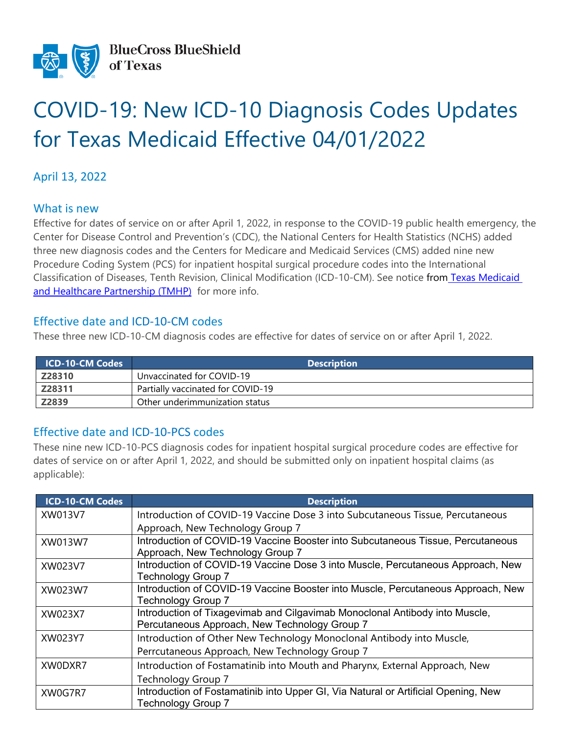BlueCross BlueShield of Texas

# COVID-19: New ICD-10 Diagnosis Codes Updates for Texas Medicaid Effective 04/01/2022

April 13, 2022

## What is new

Effective for dates of service on or after April 1, 2022, in response to the COVID-19 public health emergency, the Center for Disease Control and Prevention's (CDC), the National Centers for Health Statistics (NCHS) added three new diagnosis codes and the Centers for Medicare and Medicaid Services (CMS) added nine new Procedure Coding System (PCS) for inpatient hospital surgical procedure codes into the International Classification of Diseases, Tenth Revision, Clinical Modification (ICD-10-CM). See notice from [Texas Medicaid and Healthcare Partnership (TMHP)](#) for more info.

## Effective date and ICD-10-CM codes

These three new ICD-10-CM diagnosis codes are effective for dates of service on or after April 1, 2022.

| ICD-10-CM Codes | Description |
|---|---|
| **Z28310** | Unvaccinated for COVID-19 |
| **Z28311** | Partially vaccinated for COVID-19 |
| **Z2839** | Other underimmunization status |

## Effective date and ICD-10-PCS codes

These nine new ICD-10-PCS diagnosis codes for inpatient hospital surgical procedure codes are effective for dates of service on or after April 1, 2022, and should be submitted only on inpatient hospital claims (as applicable):

| ICD-10-CM Codes | Description |
|---|---|
| XW013V7 | Introduction of COVID-19 Vaccine Dose 3 into Subcutaneous Tissue, Percutaneous Approach, New Technology Group 7 |
| XW013W7 | Introduction of COVID-19 Vaccine Booster into Subcutaneous Tissue, Percutaneous Approach, New Technology Group 7 |
| XW023V7 | Introduction of COVID-19 Vaccine Dose 3 into Muscle, Percutaneous Approach, New Technology Group 7 |
| XW023W7 | Introduction of COVID-19 Vaccine Booster into Muscle, Percutaneous Approach, New Technology Group 7 |
| XW023X7 | Introduction of Tixagevimab and Cilgavimab Monoclonal Antibody into Muscle, Percutaneous Approach, New Technology Group 7 |
| XW023Y7 | Introduction of Other New Technology Monoclonal Antibody into Muscle, Perrcutaneous Approach, New Technology Group 7 |
| XW0DXR7 | Introduction of Fostamatinib into Mouth and Pharynx, External Approach, New Technology Group 7 |
| XW0G7R7 | Introduction of Fostamatinib into Upper GI, Via Natural or Artificial Opening, New Technology Group 7 |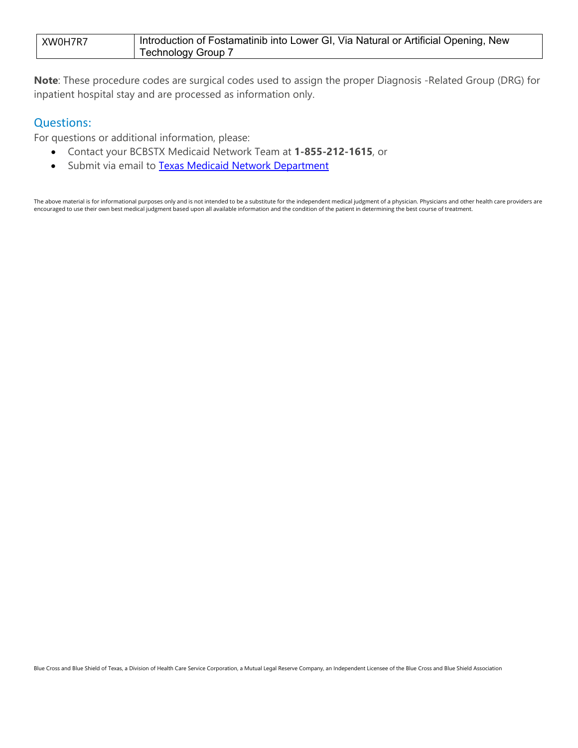| | |
|---|---|
| XW0H7R7 | Introduction of Fostamatinib into Lower GI, Via Natural or Artificial Opening, New Technology Group 7 |

**Note**: These procedure codes are surgical codes used to assign the proper Diagnosis -Related Group (DRG) for inpatient hospital stay and are processed as information only.

## Questions:

For questions or additional information, please:

- Contact your BCBSTX Medicaid Network Team at **1-855-212-1615**, or
- Submit via email to [Texas Medicaid Network Department]()

The above material is for informational purposes only and is not intended to be a substitute for the independent medical judgment of a physician. Physicians and other health care providers are encouraged to use their own best medical judgment based upon all available information and the condition of the patient in determining the best course of treatment.

Blue Cross and Blue Shield of Texas, a Division of Health Care Service Corporation, a Mutual Legal Reserve Company, an Independent Licensee of the Blue Cross and Blue Shield Association